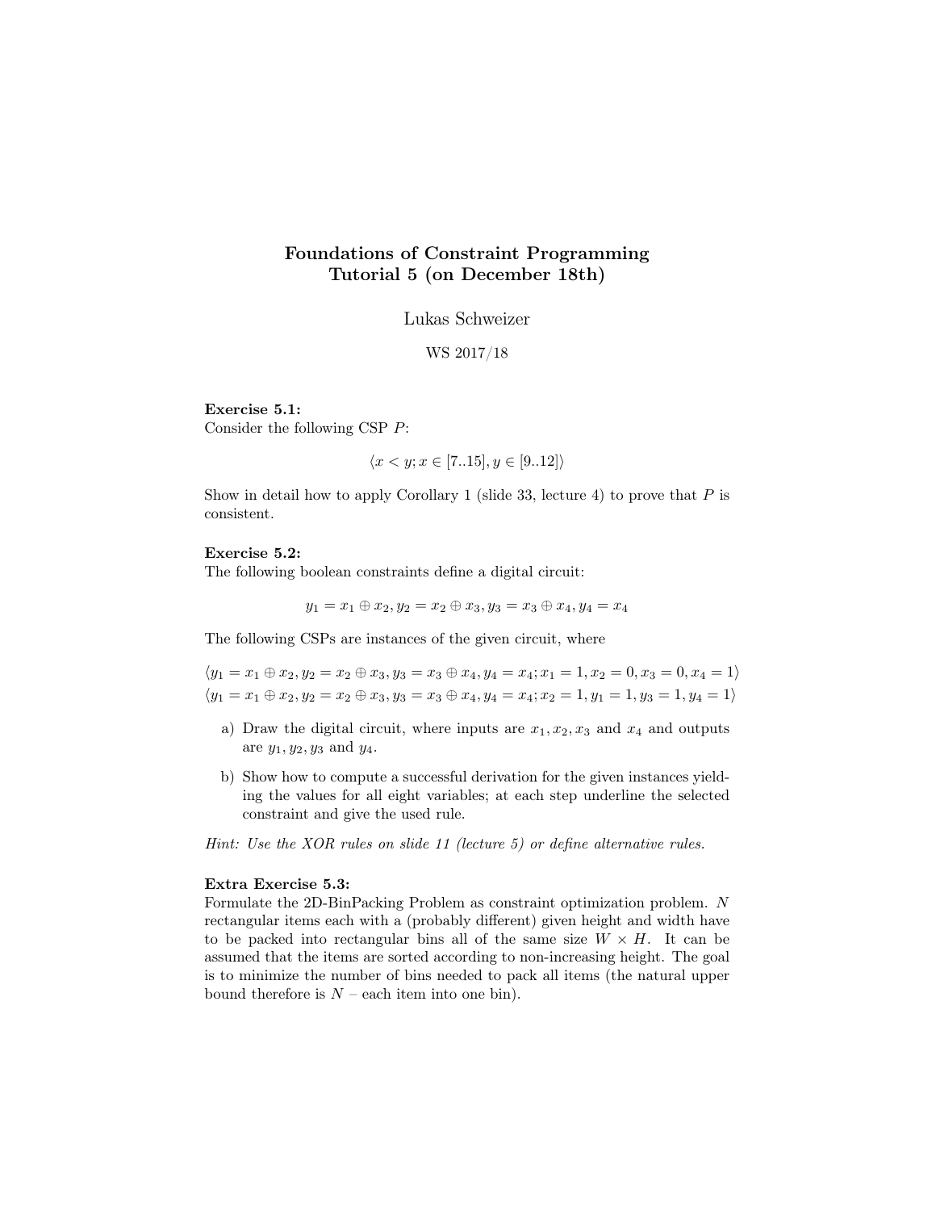# Foundations of Constraint Programming
## Tutorial 5 (on December 18th)

Lukas Schweizer

WS 2017/18

**Exercise 5.1:**
Consider the following CSP $P$:

$$\langle x < y; x \in [7..15], y \in [9..12] \rangle$$

Show in detail how to apply Corollary 1 (slide 33, lecture 4) to prove that $P$ is consistent.

**Exercise 5.2:**
The following boolean constraints define a digital circuit:

$$y_1 = x_1 \oplus x_2, y_2 = x_2 \oplus x_3, y_3 = x_3 \oplus x_4, y_4 = x_4$$

The following CSPs are instances of the given circuit, where

$$\langle y_1 = x_1 \oplus x_2, y_2 = x_2 \oplus x_3, y_3 = x_3 \oplus x_4, y_4 = x_4; x_1 = 1, x_2 = 0, x_3 = 0, x_4 = 1 \rangle$$
$$\langle y_1 = x_1 \oplus x_2, y_2 = x_2 \oplus x_3, y_3 = x_3 \oplus x_4, y_4 = x_4; x_2 = 1, y_1 = 1, y_3 = 1, y_4 = 1 \rangle$$

a) Draw the digital circuit, where inputs are $x_1, x_2, x_3$ and $x_4$ and outputs are $y_1, y_2, y_3$ and $y_4$.

b) Show how to compute a successful derivation for the given instances yielding the values for all eight variables; at each step underline the selected constraint and give the used rule.

*Hint: Use the XOR rules on slide 11 (lecture 5) or define alternative rules.*

**Extra Exercise 5.3:**
Formulate the 2D-BinPacking Problem as constraint optimization problem. $N$ rectangular items each with a (probably different) given height and width have to be packed into rectangular bins all of the same size $W \times H$. It can be assumed that the items are sorted according to non-increasing height. The goal is to minimize the number of bins needed to pack all items (the natural upper bound therefore is $N$ – each item into one bin).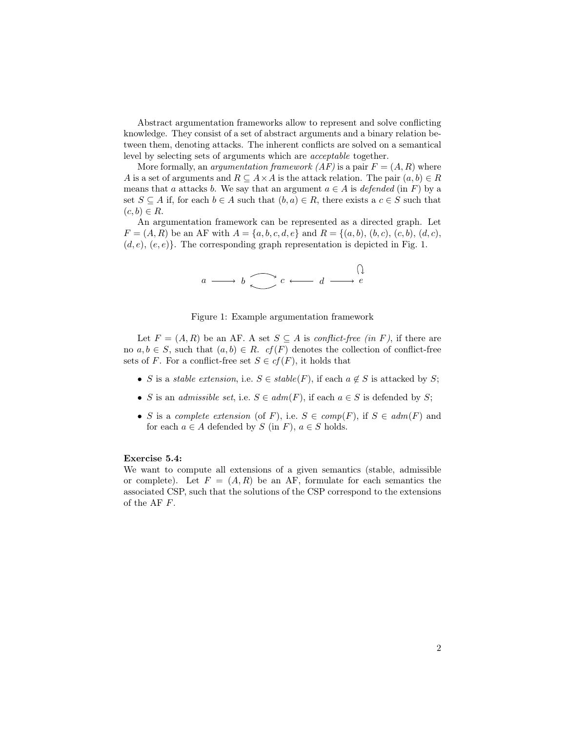Abstract argumentation frameworks allow to represent and solve conflicting knowledge. They consist of a set of abstract arguments and a binary relation between them, denoting attacks. The inherent conflicts are solved on a semantical level by selecting sets of arguments which are *acceptable* together.

More formally, an *argumentation framework (AF)* is a pair $F = (A, R)$ where $A$ is a set of arguments and $R \subseteq A \times A$ is the attack relation. The pair $(a, b) \in R$ means that $a$ attacks $b$. We say that an argument $a \in A$ is *defended* (in $F$) by a set $S \subseteq A$ if, for each $b \in A$ such that $(b, a) \in R$, there exists a $c \in S$ such that $(c, b) \in R$.

An argumentation framework can be represented as a directed graph. Let $F = (A, R)$ be an AF with $A = \{a, b, c, d, e\}$ and $R = \{(a, b), (b, c), (c, b), (d, c), (d, e), (e, e)\}$. The corresponding graph representation is depicted in Fig. 1.

a ⟶ b ⇄ c ⟵ d ⟶ e ↺

Figure 1: Example argumentation framework

Let $F = (A, R)$ be an AF. A set $S \subseteq A$ is *conflict-free (in F)*, if there are no $a, b \in S$, such that $(a, b) \in R$. $cf(F)$ denotes the collection of conflict-free sets of $F$. For a conflict-free set $S \in cf(F)$, it holds that

- $S$ is a *stable extension*, i.e. $S \in stable(F)$, if each $a \notin S$ is attacked by $S$;
- $S$ is an *admissible set*, i.e. $S \in adm(F)$, if each $a \in S$ is defended by $S$;
- $S$ is a *complete extension* (of $F$), i.e. $S \in comp(F)$, if $S \in adm(F)$ and for each $a \in A$ defended by $S$ (in $F$), $a \in S$ holds.

**Exercise 5.4:**
We want to compute all extensions of a given semantics (stable, admissible or complete). Let $F = (A, R)$ be an AF, formulate for each semantics the associated CSP, such that the solutions of the CSP correspond to the extensions of the AF $F$.